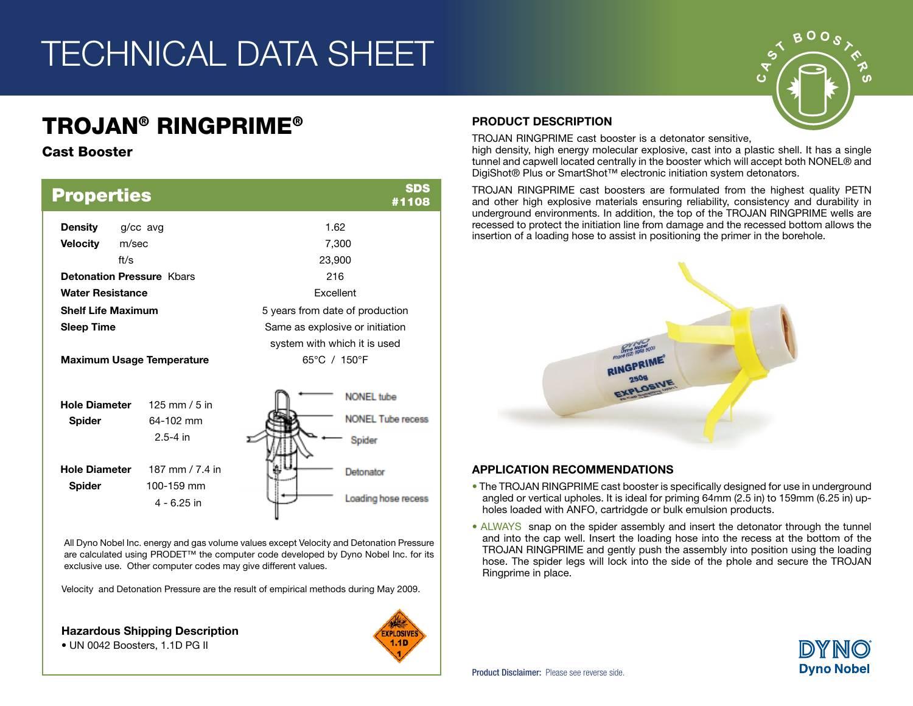# TECHNICAL DATA SHEET

## TROJAN® RINGPRIME®

**Cast Booster**

### Properties

SDS #1108

| | | |
|---|---|---|
| **Density** | g/cc avg | 1.62 |
| **Velocity** | m/sec | 7,300 |
| | ft/s | 23,900 |
| **Detonation Pressure** | Kbars | 216 |
| **Water Resistance** | | Excellent |
| **Shelf Life Maximum** | | 5 years from date of production |
| **Sleep Time** | | Same as explosive or initiation system with which it is used |
| **Maximum Usage Temperature** | | 65°C / 150°F |

| | |
|---|---|
| **Hole Diameter** | 125 mm / 5 in |
| **Spider** | 64-102 mm<br>2.5-4 in |
| **Hole Diameter** | 187 mm / 7.4 in |
| **Spider** | 100-159 mm<br>4 - 6.25 in |

NONEL tube
NONEL Tube recess
Spider
Detonator
Loading hose recess

All Dyno Nobel Inc. energy and gas volume values except Velocity and Detonation Pressure are calculated using PRODET™ the computer code developed by Dyno Nobel Inc. for its exclusive use. Other computer codes may give different values.

Velocity and Detonation Pressure are the result of empirical methods during May 2009.

**Hazardous Shipping Description**

- UN 0042 Boosters, 1.1D PG II

### PRODUCT DESCRIPTION

TROJAN RINGPRIME cast booster is a detonator sensitive, high density, high energy molecular explosive, cast into a plastic shell. It has a single tunnel and capwell located centrally in the booster which will accept both NONEL® and DigiShot® Plus or SmartShot™ electronic initiation system detonators.

TROJAN RINGPRIME cast boosters are formulated from the highest quality PETN and other high explosive materials ensuring reliability, consistency and durability in underground environments. In addition, the top of the TROJAN RINGPRIME wells are recessed to protect the initiation line from damage and the recessed bottom allows the insertion of a loading hose to assist in positioning the primer in the borehole.

### APPLICATION RECOMMENDATIONS

- The TROJAN RINGPRIME cast booster is specifically designed for use in underground angled or vertical upholes. It is ideal for priming 64mm (2.5 in) to 159mm (6.25 in) up-holes loaded with ANFO, cartridgde or bulk emulsion products.
- ALWAYS snap on the spider assembly and insert the detonator through the tunnel and into the cap well. Insert the loading hose into the recess at the bottom of the TROJAN RINGPRIME and gently push the assembly into position using the loading hose. The spider legs will lock into the side of the phole and secure the TROJAN Ringprime in place.

**Product Disclaimer:** Please see reverse side.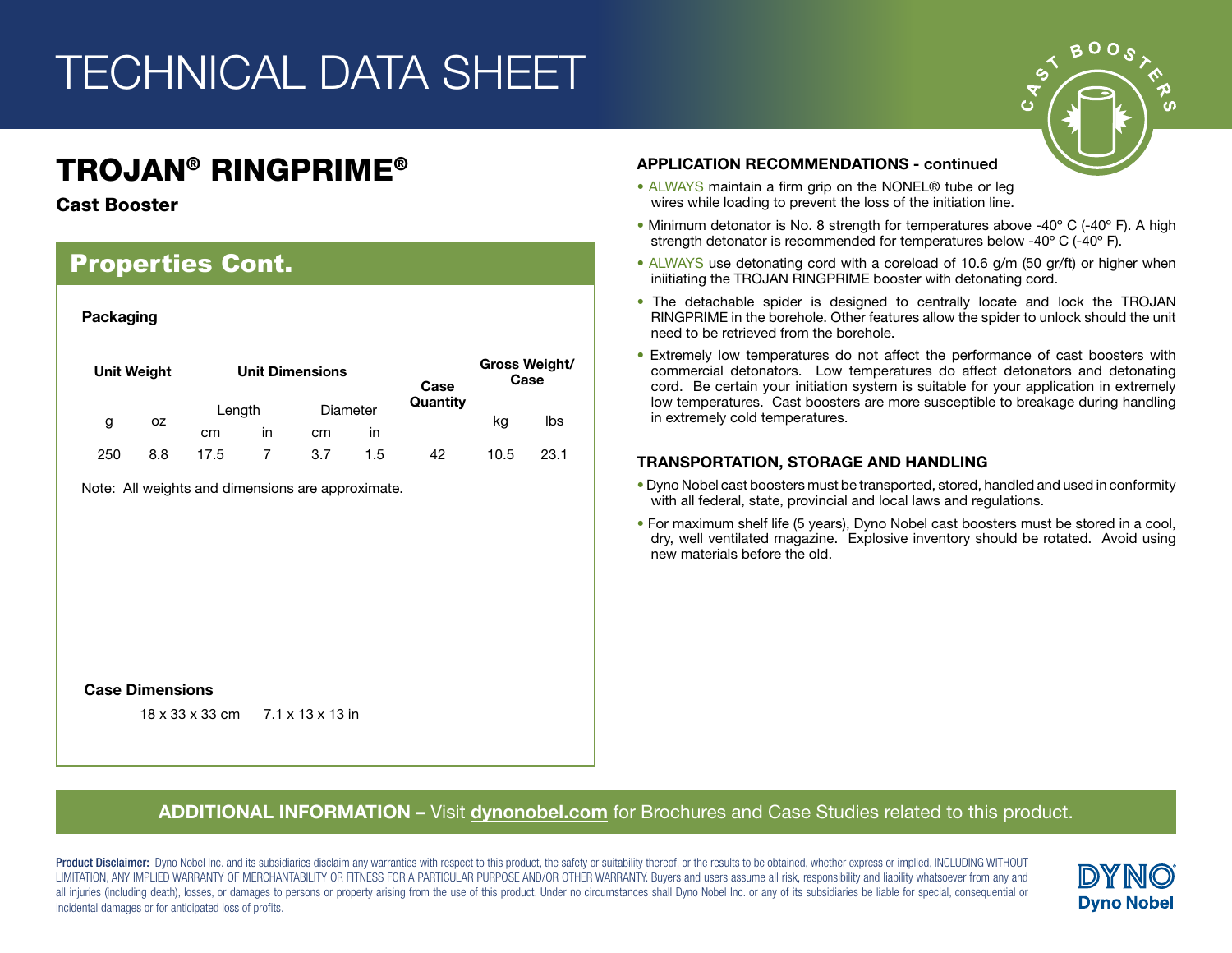# TECHNICAL DATA SHEET

## TROJAN® RINGPRIME®

**Cast Booster**

## Properties Cont.

### Packaging

| Unit Weight | | Unit Dimensions | | | | Case Quantity | Gross Weight/ Case | |
|---|---|---|---|---|---|---|---|---|
| | | Length | | Diameter | | | | |
| g | oz | cm | in | cm | in | | kg | lbs |
| 250 | 8.8 | 17.5 | 7 | 3.7 | 1.5 | 42 | 10.5 | 23.1 |

Note: All weights and dimensions are approximate.

### Case Dimensions

18 x 33 x 33 cm     7.1 x 13 x 13 in

### APPLICATION RECOMMENDATIONS - continued

- ALWAYS maintain a firm grip on the NONEL® tube or leg wires while loading to prevent the loss of the initiation line.
- Minimum detonator is No. 8 strength for temperatures above -40º C (-40º F). A high strength detonator is recommended for temperatures below -40º C (-40º F).
- ALWAYS use detonating cord with a coreload of 10.6 g/m (50 gr/ft) or higher when iniitiating the TROJAN RINGPRIME booster with detonating cord.
- The detachable spider is designed to centrally locate and lock the TROJAN RINGPRIME in the borehole. Other features allow the spider to unlock should the unit need to be retrieved from the borehole.
- Extremely low temperatures do not affect the performance of cast boosters with commercial detonators. Low temperatures do affect detonators and detonating cord. Be certain your initiation system is suitable for your application in extremely low temperatures. Cast boosters are more susceptible to breakage during handling in extremely cold temperatures.

### TRANSPORTATION, STORAGE AND HANDLING

- Dyno Nobel cast boosters must be transported, stored, handled and used in conformity with all federal, state, provincial and local laws and regulations.
- For maximum shelf life (5 years), Dyno Nobel cast boosters must be stored in a cool, dry, well ventilated magazine. Explosive inventory should be rotated. Avoid using new materials before the old.

**ADDITIONAL INFORMATION –** Visit **dynonobel.com** for Brochures and Case Studies related to this product.

**Product Disclaimer:** Dyno Nobel Inc. and its subsidiaries disclaim any warranties with respect to this product, the safety or suitability thereof, or the results to be obtained, whether express or implied, INCLUDING WITHOUT LIMITATION, ANY IMPLIED WARRANTY OF MERCHANTABILITY OR FITNESS FOR A PARTICULAR PURPOSE AND/OR OTHER WARRANTY. Buyers and users assume all risk, responsibility and liability whatsoever from any and all injuries (including death), losses, or damages to persons or property arising from the use of this product. Under no circumstances shall Dyno Nobel Inc. or any of its subsidiaries be liable for special, consequential or incidental damages or for anticipated loss of profits.